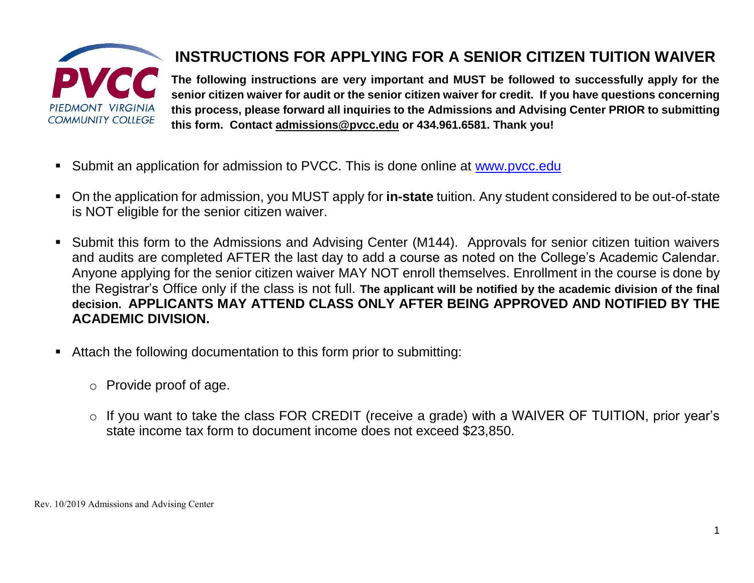PVCC
PIEDMONT VIRGINIA COMMUNITY COLLEGE

# INSTRUCTIONS FOR APPLYING FOR A SENIOR CITIZEN TUITION WAIVER

**The following instructions are very important and MUST be followed to successfully apply for the senior citizen waiver for audit or the senior citizen waiver for credit. If you have questions concerning this process, please forward all inquiries to the Admissions and Advising Center PRIOR to submitting this form. Contact admissions@pvcc.edu or 434.961.6581. Thank you!**

- Submit an application for admission to PVCC. This is done online at www.pvcc.edu
- On the application for admission, you MUST apply for **in-state** tuition. Any student considered to be out-of-state is NOT eligible for the senior citizen waiver.
- Submit this form to the Admissions and Advising Center (M144). Approvals for senior citizen tuition waivers and audits are completed AFTER the last day to add a course as noted on the College's Academic Calendar. Anyone applying for the senior citizen waiver MAY NOT enroll themselves. Enrollment in the course is done by the Registrar's Office only if the class is not full. **The applicant will be notified by the academic division of the final decision. APPLICANTS MAY ATTEND CLASS ONLY AFTER BEING APPROVED AND NOTIFIED BY THE ACADEMIC DIVISION.**
- Attach the following documentation to this form prior to submitting:
  - Provide proof of age.
  - If you want to take the class FOR CREDIT (receive a grade) with a WAIVER OF TUITION, prior year's state income tax form to document income does not exceed $23,850.

Rev. 10/2019 Admissions and Advising Center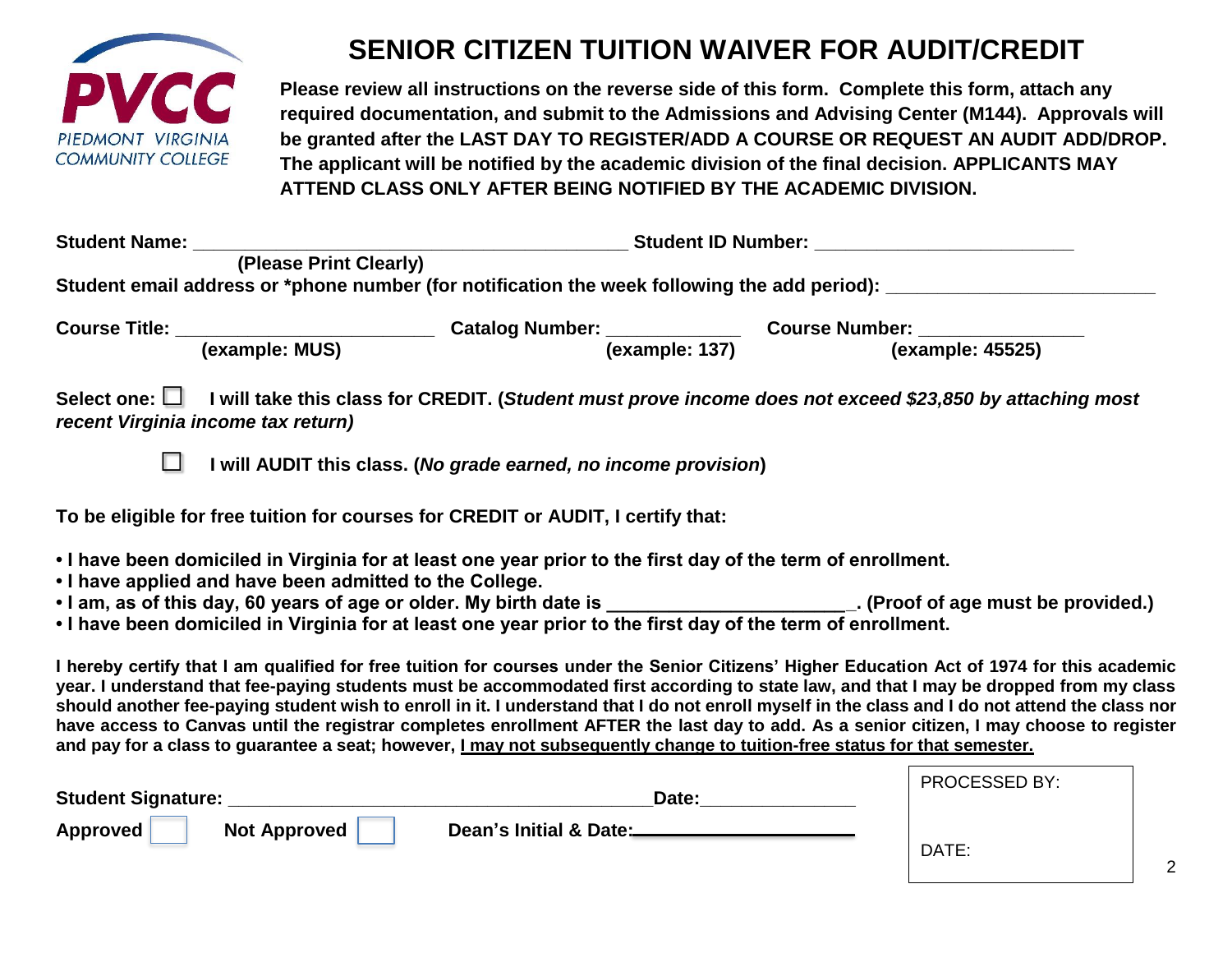PVCC
PIEDMONT VIRGINIA COMMUNITY COLLEGE

# SENIOR CITIZEN TUITION WAIVER FOR AUDIT/CREDIT

**Please review all instructions on the reverse side of this form. Complete this form, attach any required documentation, and submit to the Admissions and Advising Center (M144). Approvals will be granted after the LAST DAY TO REGISTER/ADD A COURSE OR REQUEST AN AUDIT ADD/DROP. The applicant will be notified by the academic division of the final decision. APPLICANTS MAY ATTEND CLASS ONLY AFTER BEING NOTIFIED BY THE ACADEMIC DIVISION.**

**Student Name:** ____________________________________________ **Student ID Number:** __________________________
**(Please Print Clearly)**

**Student email address or \*phone number (for notification the week following the add period):** __________________________

**Course Title:** __________________________ **Catalog Number:** ______________ **Course Number:** ________________
**(example: MUS)** **(example: 137)** **(example: 45525)**

**Select one:** ☐ **I will take this class for CREDIT. (*Student must prove income does not exceed $23,850 by attaching most recent Virginia income tax return*)**

☐ **I will AUDIT this class. (*No grade earned, no income provision*)**

**To be eligible for free tuition for courses for CREDIT or AUDIT, I certify that:**

- **I have been domiciled in Virginia for at least one year prior to the first day of the term of enrollment.**
- **I have applied and have been admitted to the College.**
- **I am, as of this day, 60 years of age or older. My birth date is ________________________. (Proof of age must be provided.)**
- **I have been domiciled in Virginia for at least one year prior to the first day of the term of enrollment.**

**I hereby certify that I am qualified for free tuition for courses under the Senior Citizens' Higher Education Act of 1974 for this academic year. I understand that fee-paying students must be accommodated first according to state law, and that I may be dropped from my class should another fee-paying student wish to enroll in it. I understand that I do not enroll myself in the class and I do not attend the class nor have access to Canvas until the registrar completes enrollment AFTER the last day to add. As a senior citizen, I may choose to register and pay for a class to guarantee a seat; however, <u>I may not subsequently change to tuition-free status for that semester.</u>**

**Student Signature:** ____________________________________________ **Date:** ________________

**Approved** ☐ **Not Approved** ☐ **Dean's Initial & Date:** ________________________

PROCESSED BY:

DATE: